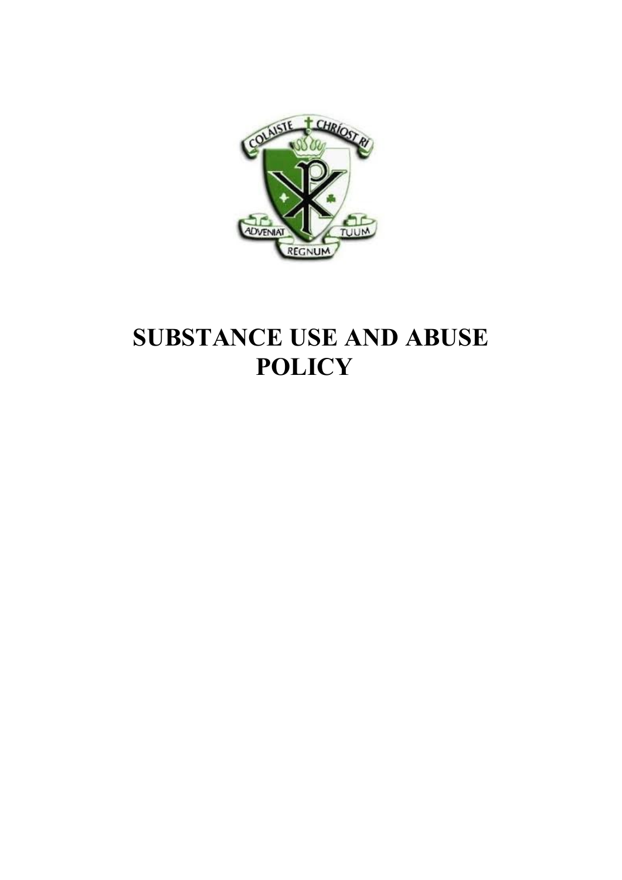# SUBSTANCE USE AND ABUSE POLICY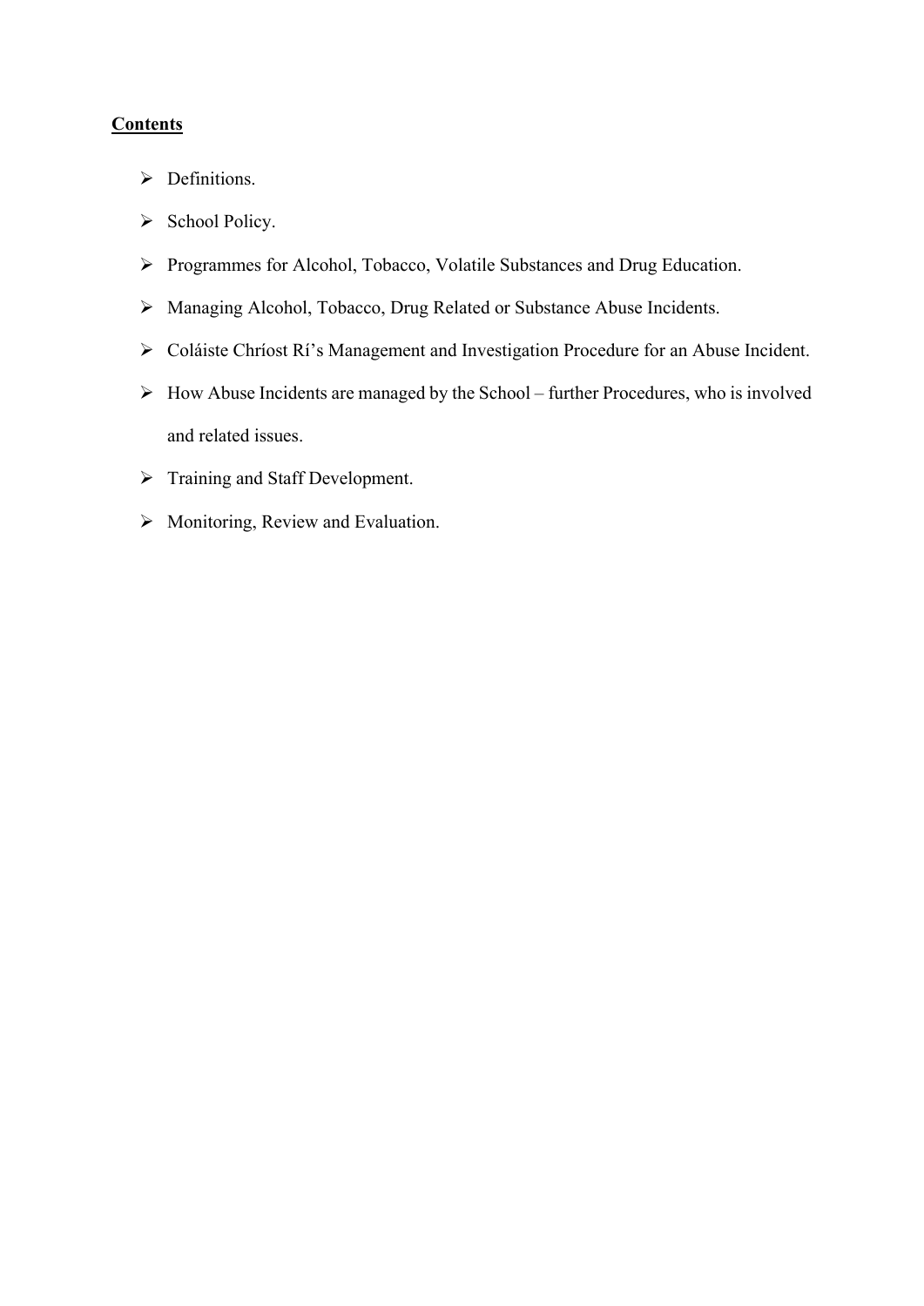**Contents**

- Definitions.
- School Policy.
- Programmes for Alcohol, Tobacco, Volatile Substances and Drug Education.
- Managing Alcohol, Tobacco, Drug Related or Substance Abuse Incidents.
- Coláiste Chríost Rí's Management and Investigation Procedure for an Abuse Incident.
- How Abuse Incidents are managed by the School – further Procedures, who is involved and related issues.
- Training and Staff Development.
- Monitoring, Review and Evaluation.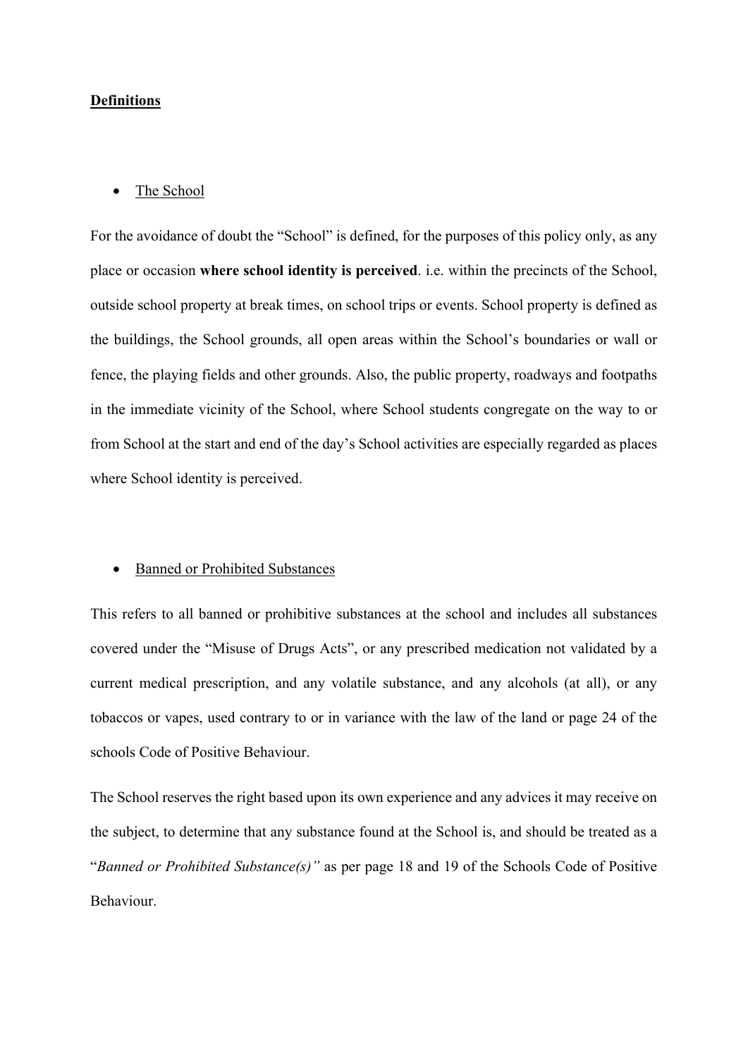## Definitions

- The School

For the avoidance of doubt the "School" is defined, for the purposes of this policy only, as any place or occasion **where school identity is perceived**. i.e. within the precincts of the School, outside school property at break times, on school trips or events. School property is defined as the buildings, the School grounds, all open areas within the School's boundaries or wall or fence, the playing fields and other grounds. Also, the public property, roadways and footpaths in the immediate vicinity of the School, where School students congregate on the way to or from School at the start and end of the day's School activities are especially regarded as places where School identity is perceived.

- Banned or Prohibited Substances

This refers to all banned or prohibitive substances at the school and includes all substances covered under the "Misuse of Drugs Acts", or any prescribed medication not validated by a current medical prescription, and any volatile substance, and any alcohols (at all), or any tobaccos or vapes, used contrary to or in variance with the law of the land or page 24 of the schools Code of Positive Behaviour.

The School reserves the right based upon its own experience and any advices it may receive on the subject, to determine that any substance found at the School is, and should be treated as a "*Banned or Prohibited Substance(s)"* as per page 18 and 19 of the Schools Code of Positive Behaviour.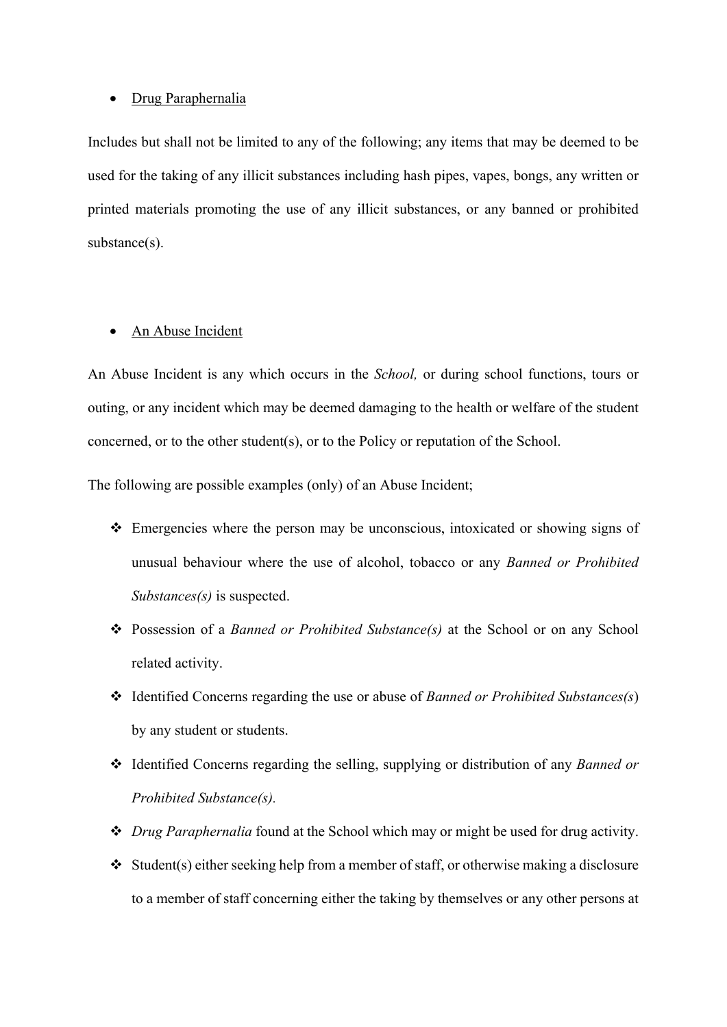- <u>Drug Paraphernalia</u>

Includes but shall not be limited to any of the following; any items that may be deemed to be used for the taking of any illicit substances including hash pipes, vapes, bongs, any written or printed materials promoting the use of any illicit substances, or any banned or prohibited substance(s).

- <u>An Abuse Incident</u>

An Abuse Incident is any which occurs in the *School,* or during school functions, tours or outing, or any incident which may be deemed damaging to the health or welfare of the student concerned, or to the other student(s), or to the Policy or reputation of the School.

The following are possible examples (only) of an Abuse Incident;

- Emergencies where the person may be unconscious, intoxicated or showing signs of unusual behaviour where the use of alcohol, tobacco or any *Banned or Prohibited Substances(s)* is suspected.
- Possession of a *Banned or Prohibited Substance(s)* at the School or on any School related activity.
- Identified Concerns regarding the use or abuse of *Banned or Prohibited Substances(s*) by any student or students.
- Identified Concerns regarding the selling, supplying or distribution of any *Banned or Prohibited Substance(s).*
- *Drug Paraphernalia* found at the School which may or might be used for drug activity.
- Student(s) either seeking help from a member of staff, or otherwise making a disclosure to a member of staff concerning either the taking by themselves or any other persons at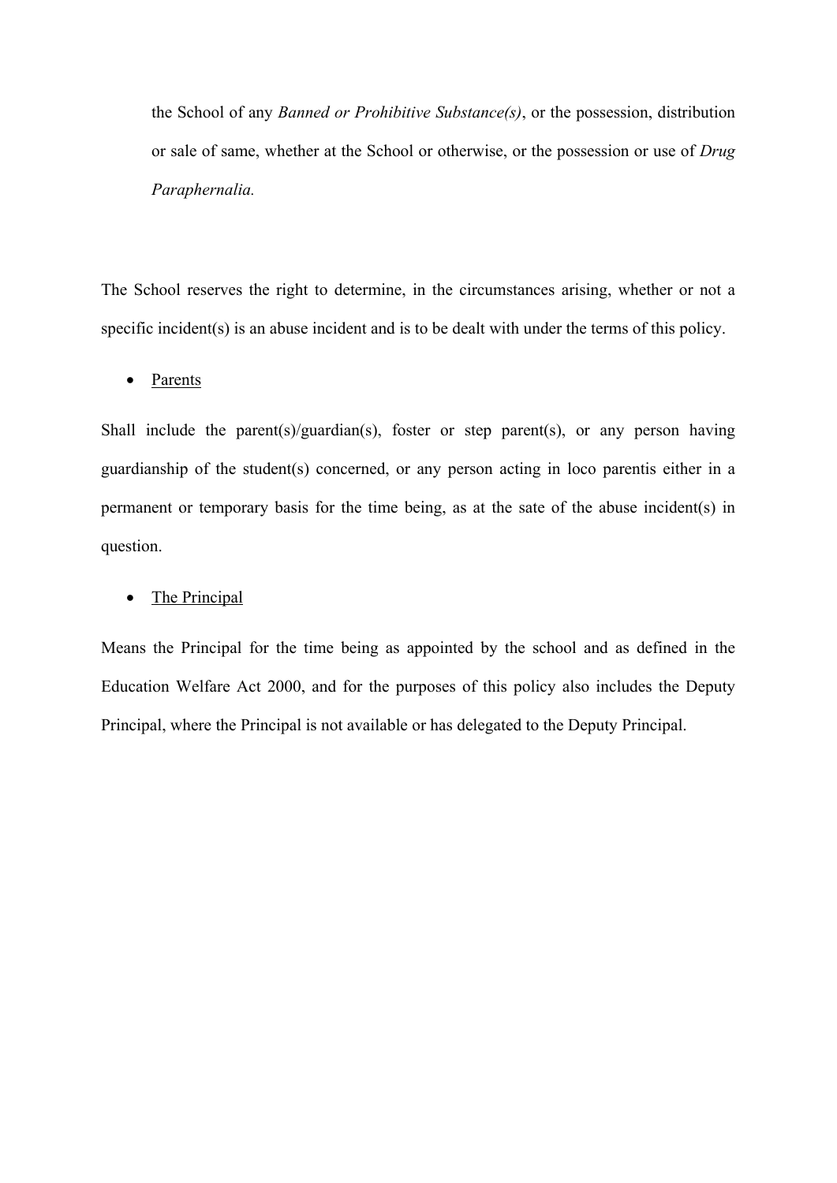the School of any *Banned or Prohibitive Substance(s)*, or the possession, distribution or sale of same, whether at the School or otherwise, or the possession or use of *Drug Paraphernalia.*

The School reserves the right to determine, in the circumstances arising, whether or not a specific incident(s) is an abuse incident and is to be dealt with under the terms of this policy.

- <u>Parents</u>

Shall include the parent(s)/guardian(s), foster or step parent(s), or any person having guardianship of the student(s) concerned, or any person acting in loco parentis either in a permanent or temporary basis for the time being, as at the sate of the abuse incident(s) in question.

- <u>The Principal</u>

Means the Principal for the time being as appointed by the school and as defined in the Education Welfare Act 2000, and for the purposes of this policy also includes the Deputy Principal, where the Principal is not available or has delegated to the Deputy Principal.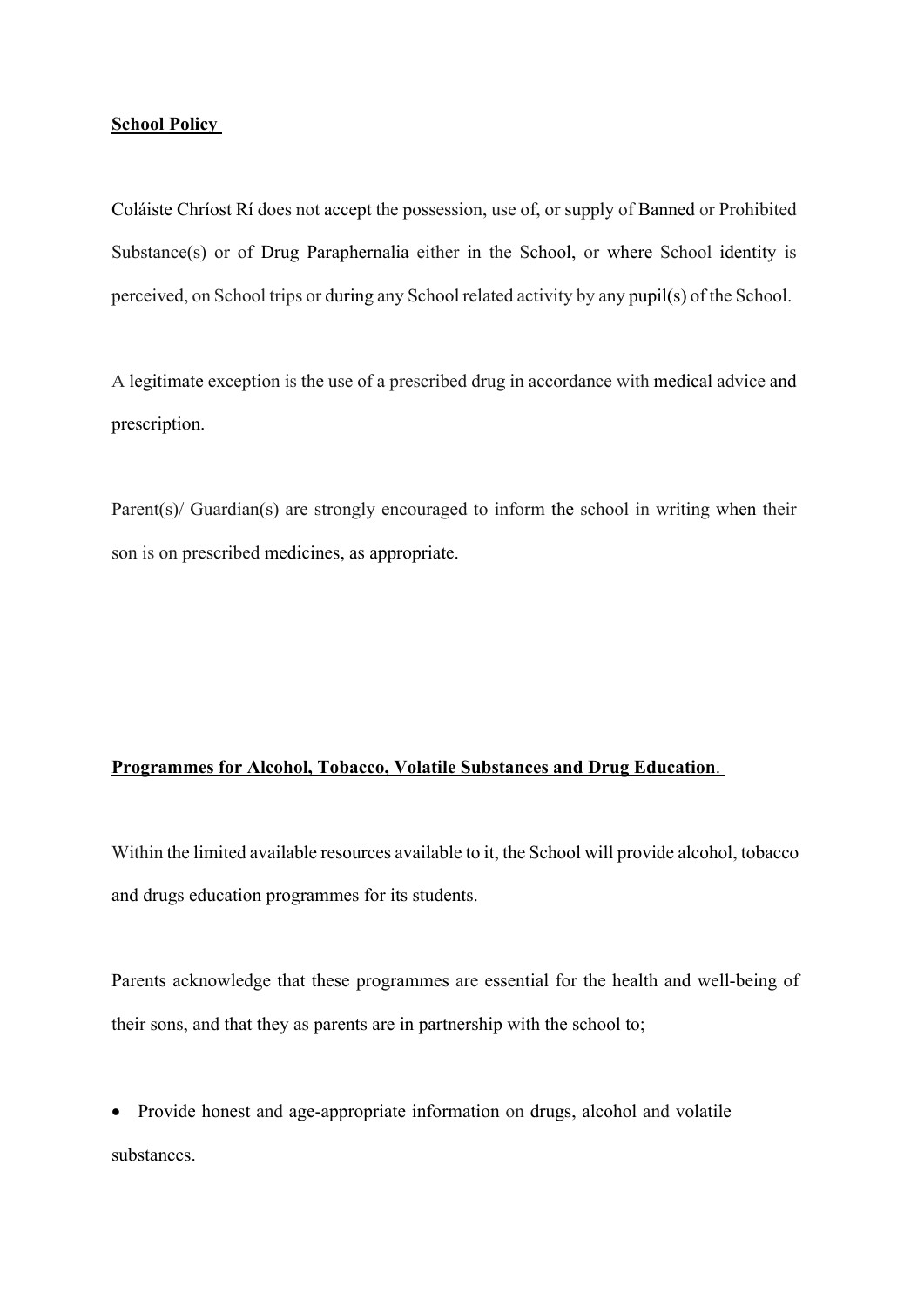**School Policy**

Coláiste Chríost Rí does not accept the possession, use of, or supply of Banned or Prohibited Substance(s) or of Drug Paraphernalia either in the School, or where School identity is perceived, on School trips or during any School related activity by any pupil(s) of the School.

A legitimate exception is the use of a prescribed drug in accordance with medical advice and prescription.

Parent(s)/ Guardian(s) are strongly encouraged to inform the school in writing when their son is on prescribed medicines, as appropriate.

**Programmes for Alcohol, Tobacco, Volatile Substances and Drug Education**.

Within the limited available resources available to it, the School will provide alcohol, tobacco and drugs education programmes for its students.

Parents acknowledge that these programmes are essential for the health and well-being of their sons, and that they as parents are in partnership with the school to;

- Provide honest and age-appropriate information on drugs, alcohol and volatile substances.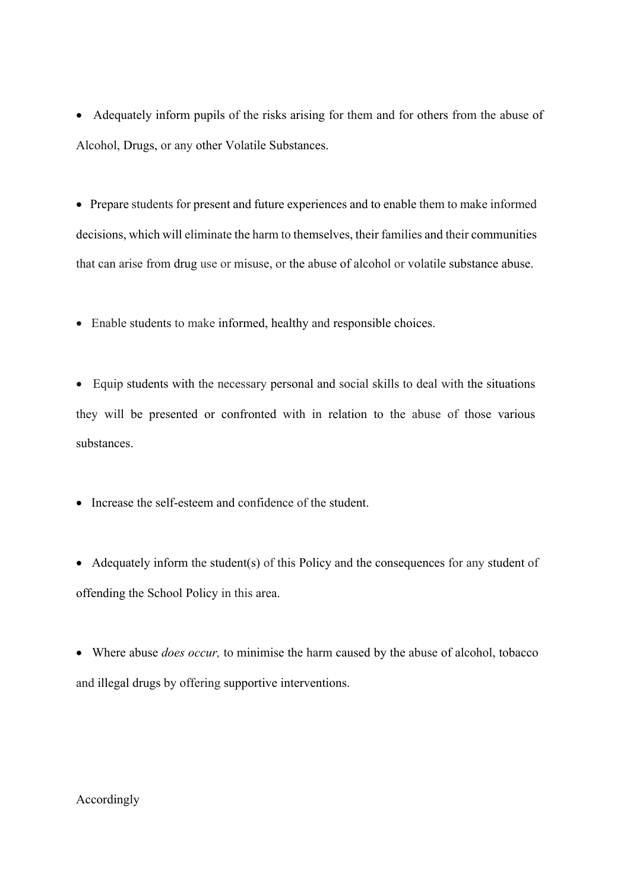- Adequately inform pupils of the risks arising for them and for others from the abuse of Alcohol, Drugs, or any other Volatile Substances.

- Prepare students for present and future experiences and to enable them to make informed decisions, which will eliminate the harm to themselves, their families and their communities that can arise from drug use or misuse, or the abuse of alcohol or volatile substance abuse.

- Enable students to make informed, healthy and responsible choices.

- Equip students with the necessary personal and social skills to deal with the situations they will be presented or confronted with in relation to the abuse of those various substances.

- Increase the self-esteem and confidence of the student.

- Adequately inform the student(s) of this Policy and the consequences for any student of offending the School Policy in this area.

- Where abuse *does occur,* to minimise the harm caused by the abuse of alcohol, tobacco and illegal drugs by offering supportive interventions.

Accordingly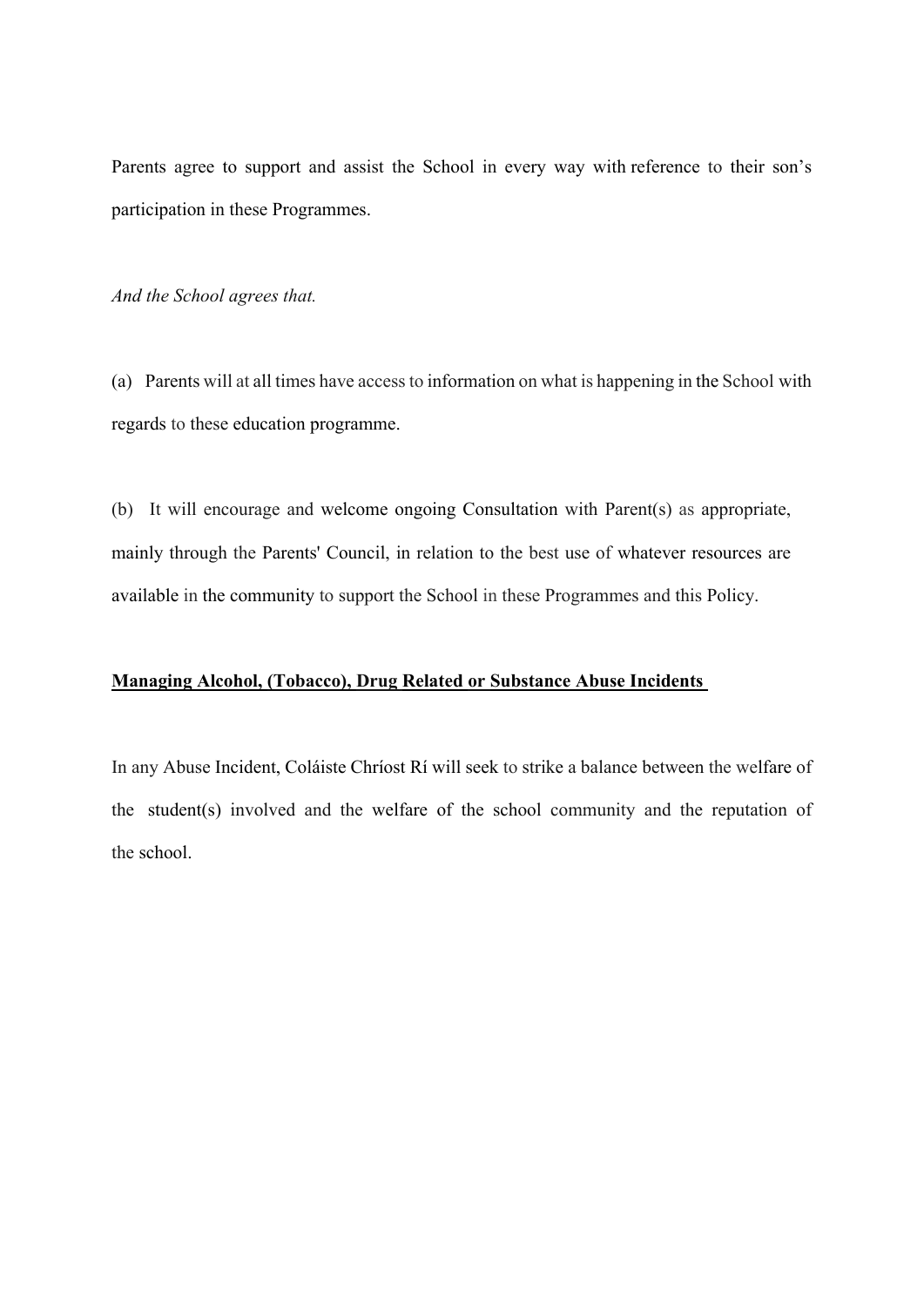Parents agree to support and assist the School in every way with reference to their son's participation in these Programmes.

*And the School agrees that.*

(a) Parents will at all times have access to information on what is happening in the School with regards to these education programme.

(b) It will encourage and welcome ongoing Consultation with Parent(s) as appropriate, mainly through the Parents' Council, in relation to the best use of whatever resources are available in the community to support the School in these Programmes and this Policy.

**<u>Managing Alcohol, (Tobacco), Drug Related or Substance Abuse Incidents</u>**

In any Abuse Incident, Coláiste Chríost Rí will seek to strike a balance between the welfare of the student(s) involved and the welfare of the school community and the reputation of the school.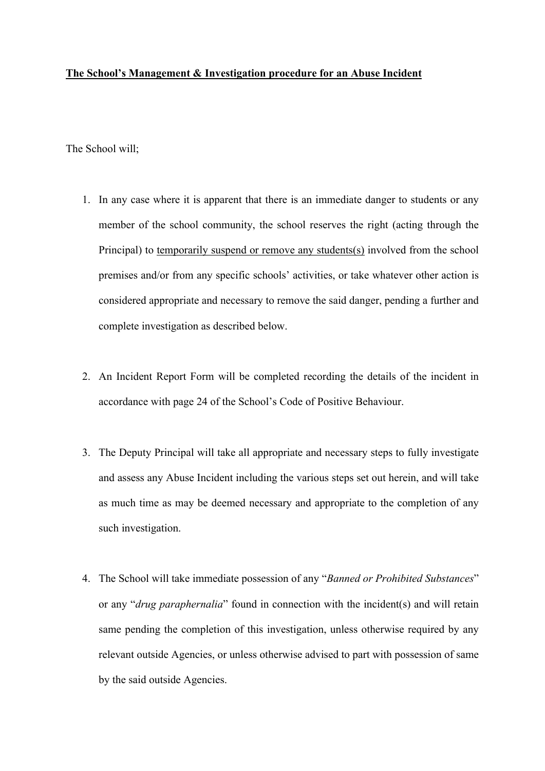**<u>The School's Management & Investigation procedure for an Abuse Incident</u>**

The School will;

1. In any case where it is apparent that there is an immediate danger to students or any member of the school community, the school reserves the right (acting through the Principal) to <u>temporarily suspend or remove any students(s)</u> involved from the school premises and/or from any specific schools' activities, or take whatever other action is considered appropriate and necessary to remove the said danger, pending a further and complete investigation as described below.

2. An Incident Report Form will be completed recording the details of the incident in accordance with page 24 of the School's Code of Positive Behaviour.

3. The Deputy Principal will take all appropriate and necessary steps to fully investigate and assess any Abuse Incident including the various steps set out herein, and will take as much time as may be deemed necessary and appropriate to the completion of any such investigation.

4. The School will take immediate possession of any "*Banned or Prohibited Substances*" or any "*drug paraphernalia*" found in connection with the incident(s) and will retain same pending the completion of this investigation, unless otherwise required by any relevant outside Agencies, or unless otherwise advised to part with possession of same by the said outside Agencies.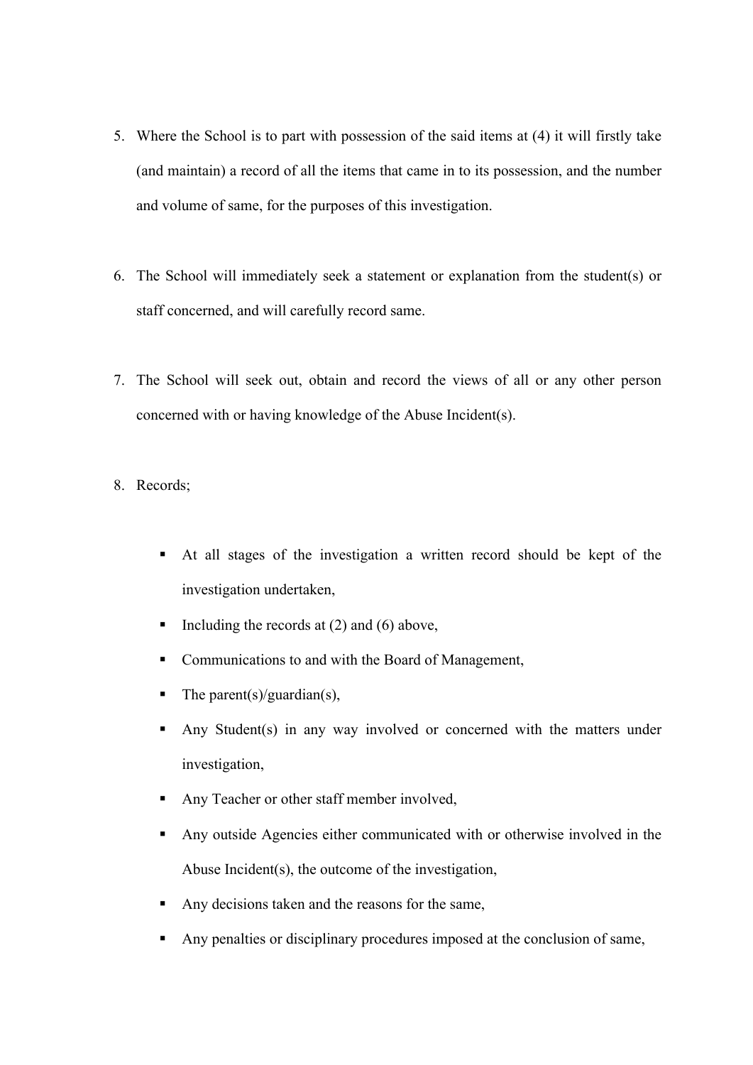5. Where the School is to part with possession of the said items at (4) it will firstly take (and maintain) a record of all the items that came in to its possession, and the number and volume of same, for the purposes of this investigation.

6. The School will immediately seek a statement or explanation from the student(s) or staff concerned, and will carefully record same.

7. The School will seek out, obtain and record the views of all or any other person concerned with or having knowledge of the Abuse Incident(s).

8. Records;

   - At all stages of the investigation a written record should be kept of the investigation undertaken,
   - Including the records at (2) and (6) above,
   - Communications to and with the Board of Management,
   - The parent(s)/guardian(s),
   - Any Student(s) in any way involved or concerned with the matters under investigation,
   - Any Teacher or other staff member involved,
   - Any outside Agencies either communicated with or otherwise involved in the Abuse Incident(s), the outcome of the investigation,
   - Any decisions taken and the reasons for the same,
   - Any penalties or disciplinary procedures imposed at the conclusion of same,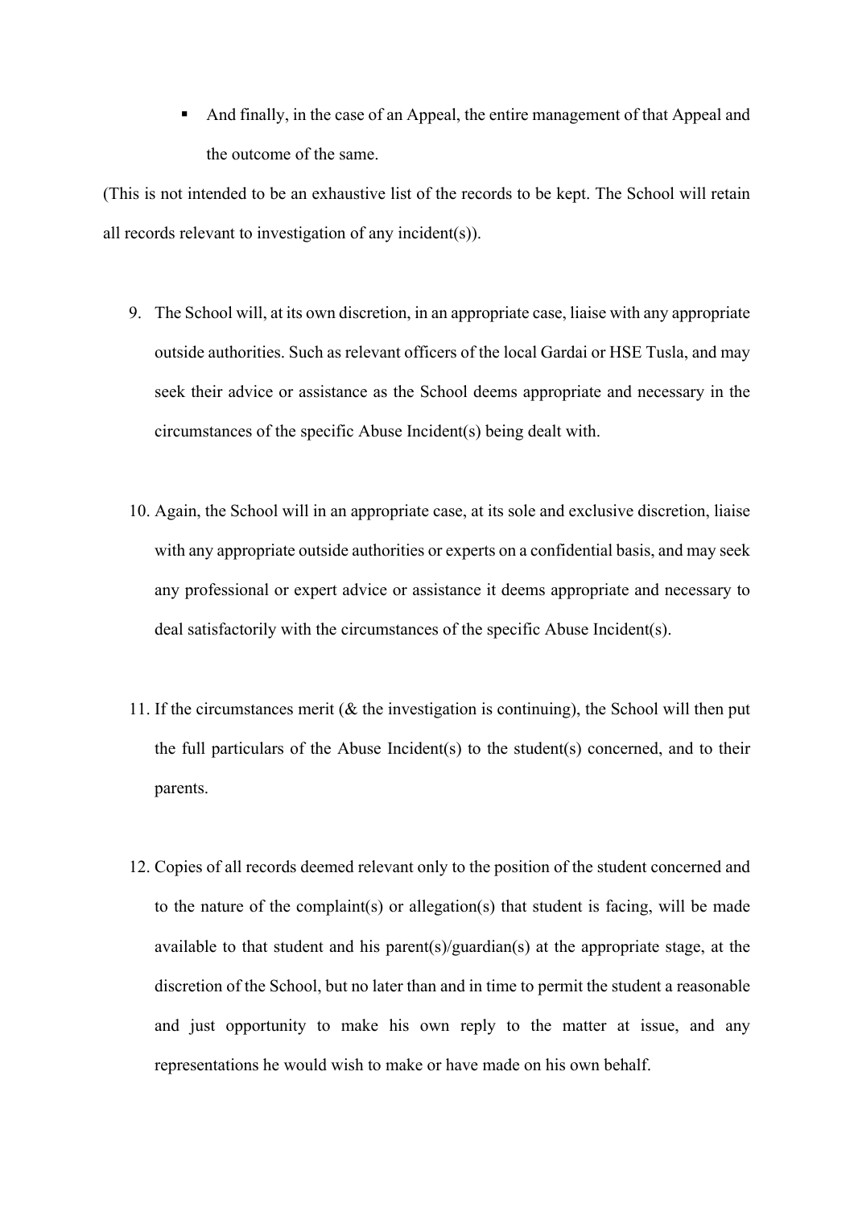- And finally, in the case of an Appeal, the entire management of that Appeal and the outcome of the same.

(This is not intended to be an exhaustive list of the records to be kept. The School will retain all records relevant to investigation of any incident(s)).

9. The School will, at its own discretion, in an appropriate case, liaise with any appropriate outside authorities. Such as relevant officers of the local Gardai or HSE Tusla, and may seek their advice or assistance as the School deems appropriate and necessary in the circumstances of the specific Abuse Incident(s) being dealt with.

10. Again, the School will in an appropriate case, at its sole and exclusive discretion, liaise with any appropriate outside authorities or experts on a confidential basis, and may seek any professional or expert advice or assistance it deems appropriate and necessary to deal satisfactorily with the circumstances of the specific Abuse Incident(s).

11. If the circumstances merit (& the investigation is continuing), the School will then put the full particulars of the Abuse Incident(s) to the student(s) concerned, and to their parents.

12. Copies of all records deemed relevant only to the position of the student concerned and to the nature of the complaint(s) or allegation(s) that student is facing, will be made available to that student and his parent(s)/guardian(s) at the appropriate stage, at the discretion of the School, but no later than and in time to permit the student a reasonable and just opportunity to make his own reply to the matter at issue, and any representations he would wish to make or have made on his own behalf.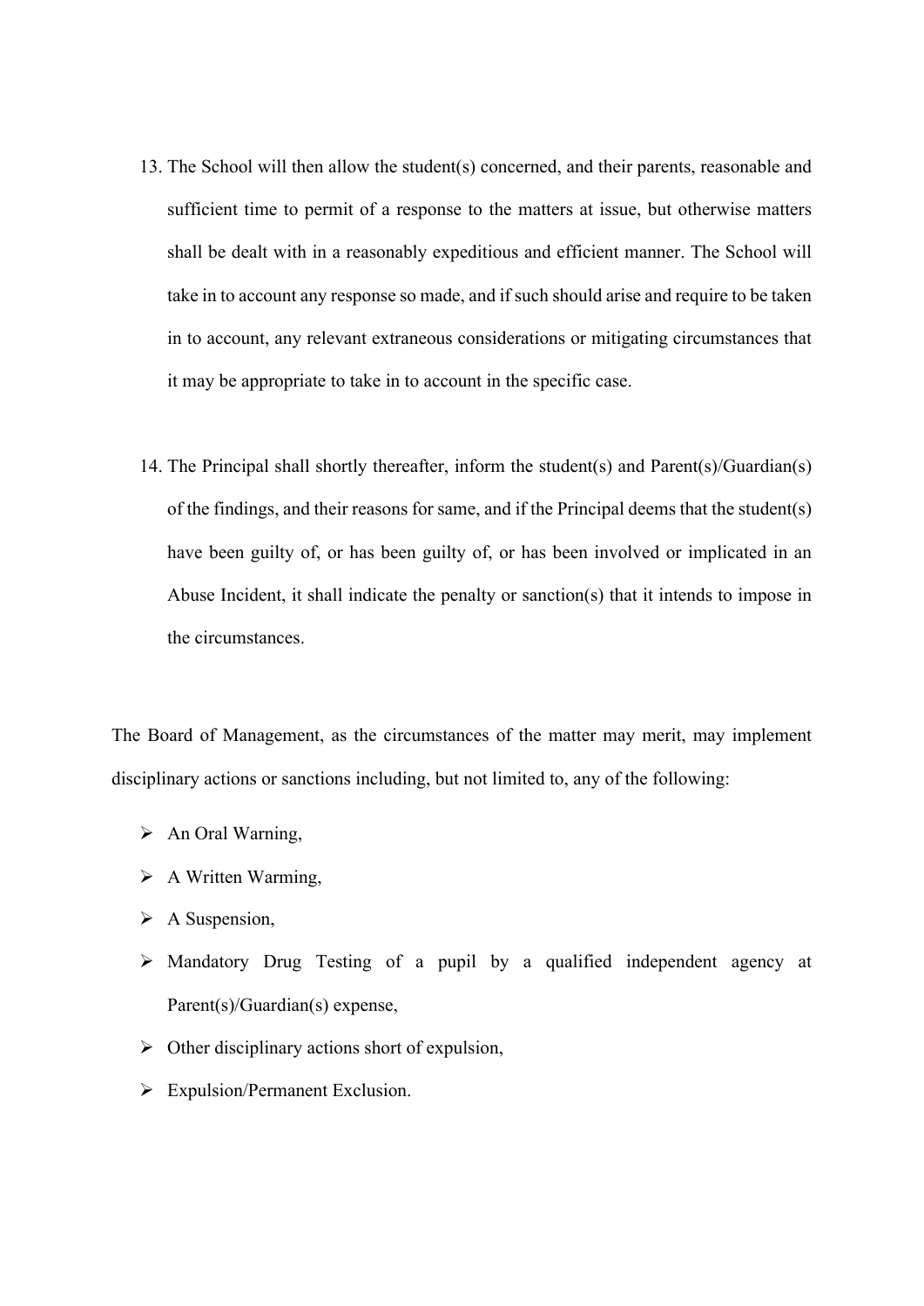13. The School will then allow the student(s) concerned, and their parents, reasonable and sufficient time to permit of a response to the matters at issue, but otherwise matters shall be dealt with in a reasonably expeditious and efficient manner. The School will take in to account any response so made, and if such should arise and require to be taken in to account, any relevant extraneous considerations or mitigating circumstances that it may be appropriate to take in to account in the specific case.

14. The Principal shall shortly thereafter, inform the student(s) and Parent(s)/Guardian(s) of the findings, and their reasons for same, and if the Principal deems that the student(s) have been guilty of, or has been guilty of, or has been involved or implicated in an Abuse Incident, it shall indicate the penalty or sanction(s) that it intends to impose in the circumstances.

The Board of Management, as the circumstances of the matter may merit, may implement disciplinary actions or sanctions including, but not limited to, any of the following:

- An Oral Warning,
- A Written Warming,
- A Suspension,
- Mandatory Drug Testing of a pupil by a qualified independent agency at Parent(s)/Guardian(s) expense,
- Other disciplinary actions short of expulsion,
- Expulsion/Permanent Exclusion.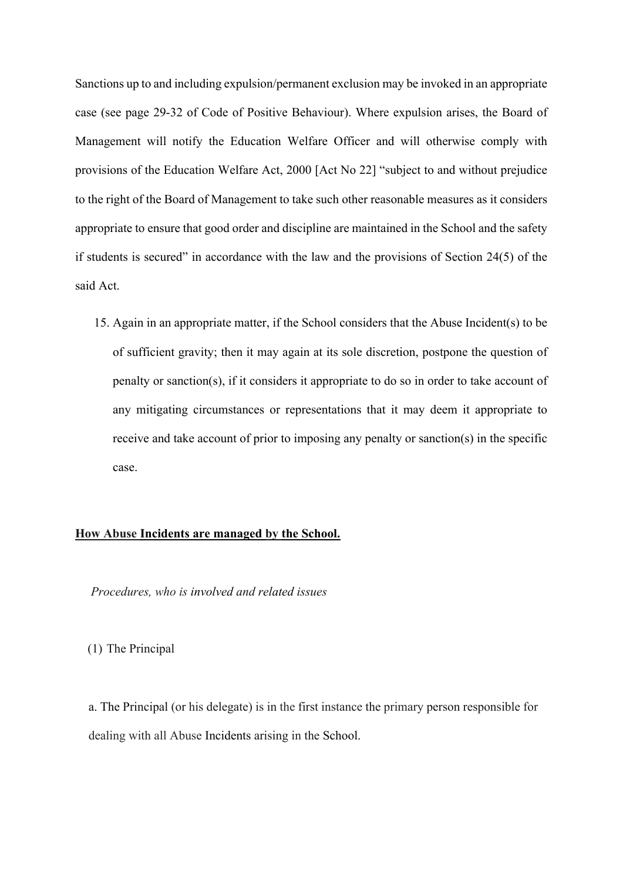Sanctions up to and including expulsion/permanent exclusion may be invoked in an appropriate case (see page 29-32 of Code of Positive Behaviour). Where expulsion arises, the Board of Management will notify the Education Welfare Officer and will otherwise comply with provisions of the Education Welfare Act, 2000 [Act No 22] "subject to and without prejudice to the right of the Board of Management to take such other reasonable measures as it considers appropriate to ensure that good order and discipline are maintained in the School and the safety if students is secured" in accordance with the law and the provisions of Section 24(5) of the said Act.

15. Again in an appropriate matter, if the School considers that the Abuse Incident(s) to be of sufficient gravity; then it may again at its sole discretion, postpone the question of penalty or sanction(s), if it considers it appropriate to do so in order to take account of any mitigating circumstances or representations that it may deem it appropriate to receive and take account of prior to imposing any penalty or sanction(s) in the specific case.

**<u>How Abuse Incidents are managed by the School.</u>**

*Procedures, who is involved and related issues*

(1) The Principal

a. The Principal (or his delegate) is in the first instance the primary person responsible for dealing with all Abuse Incidents arising in the School.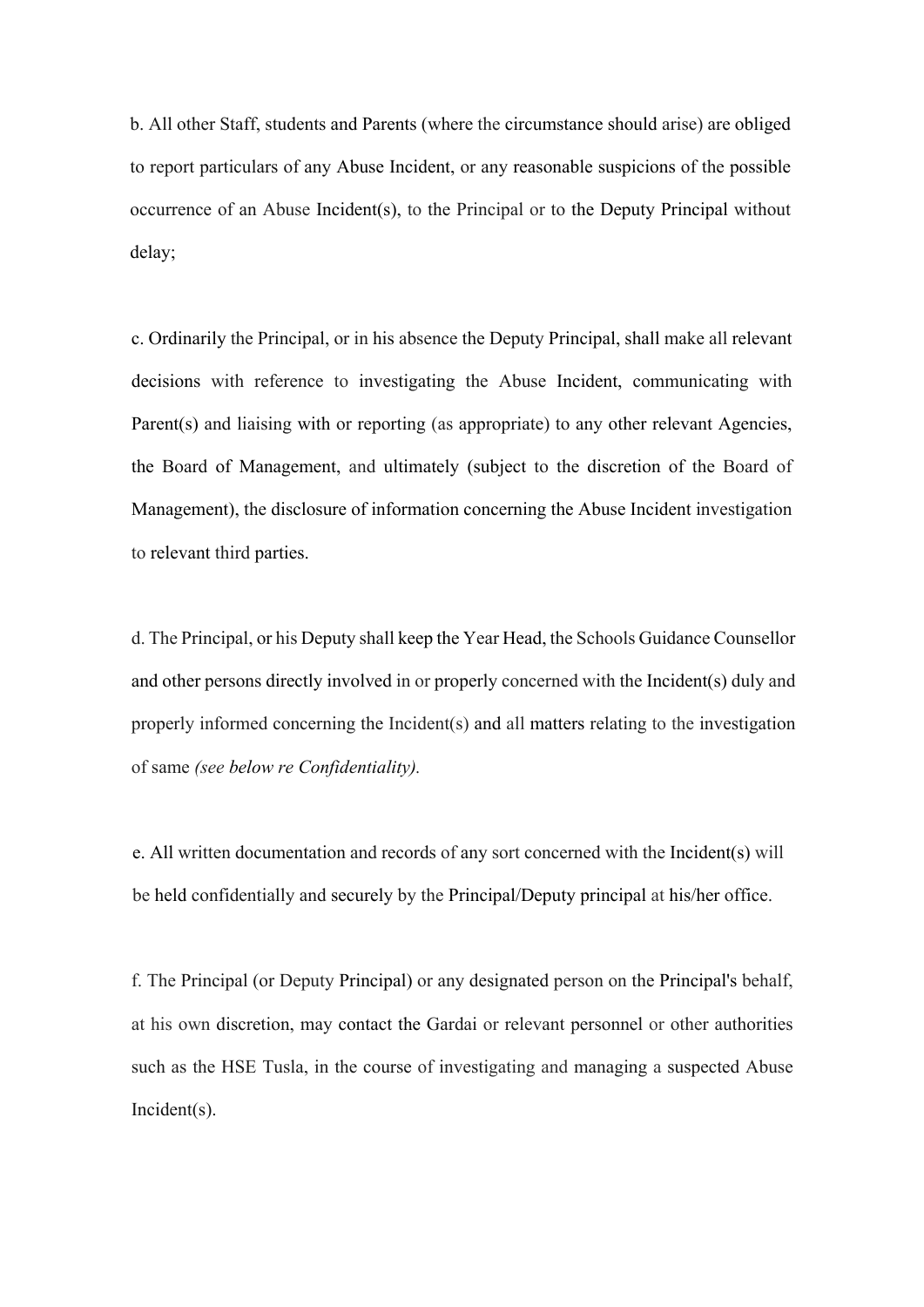b. All other Staff, students and Parents (where the circumstance should arise) are obliged to report particulars of any Abuse Incident, or any reasonable suspicions of the possible occurrence of an Abuse Incident(s), to the Principal or to the Deputy Principal without delay;

c. Ordinarily the Principal, or in his absence the Deputy Principal, shall make all relevant decisions with reference to investigating the Abuse Incident, communicating with Parent(s) and liaising with or reporting (as appropriate) to any other relevant Agencies, the Board of Management, and ultimately (subject to the discretion of the Board of Management), the disclosure of information concerning the Abuse Incident investigation to relevant third parties.

d. The Principal, or his Deputy shall keep the Year Head, the Schools Guidance Counsellor and other persons directly involved in or properly concerned with the Incident(s) duly and properly informed concerning the Incident(s) and all matters relating to the investigation of same *(see below re Confidentiality).*

e. All written documentation and records of any sort concerned with the Incident(s) will be held confidentially and securely by the Principal/Deputy principal at his/her office.

f. The Principal (or Deputy Principal) or any designated person on the Principal's behalf, at his own discretion, may contact the Gardai or relevant personnel or other authorities such as the HSE Tusla, in the course of investigating and managing a suspected Abuse Incident(s).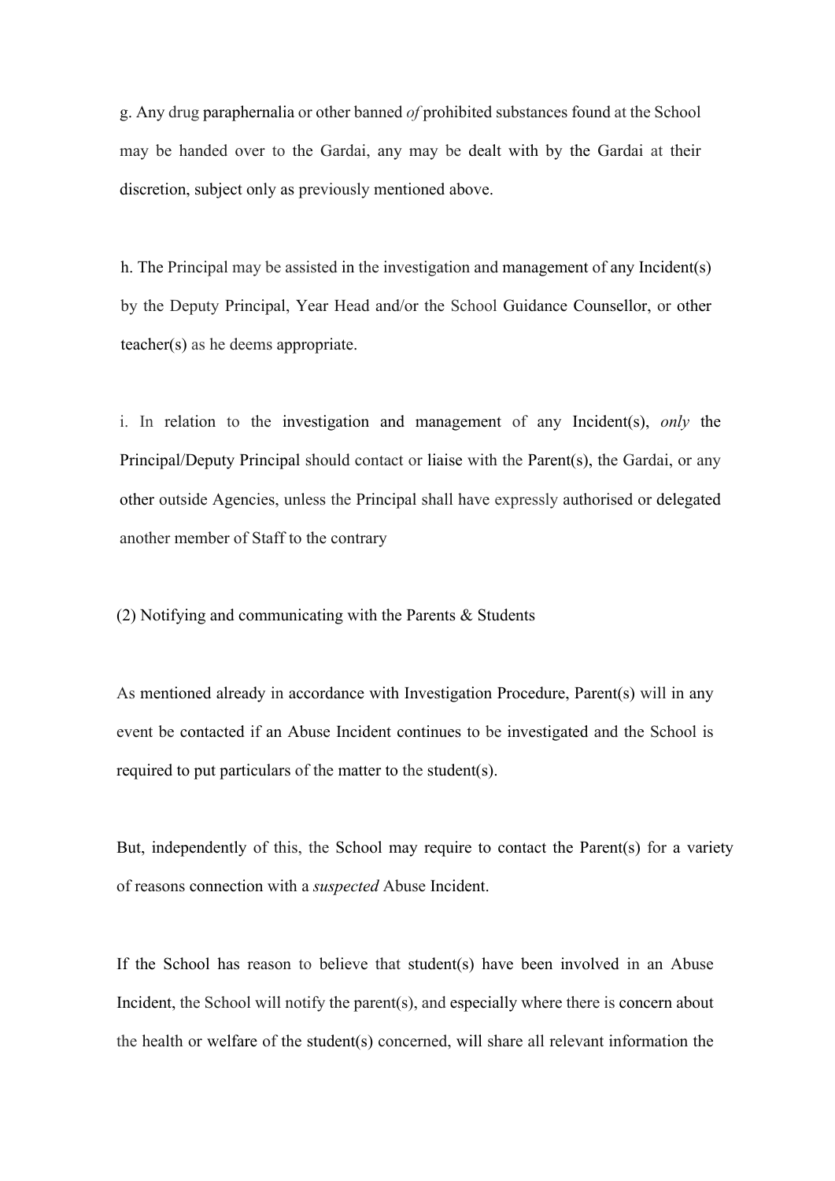g. Any drug paraphernalia or other banned *of* prohibited substances found at the School may be handed over to the Gardai, any may be dealt with by the Gardai at their discretion, subject only as previously mentioned above.

h. The Principal may be assisted in the investigation and management of any Incident(s) by the Deputy Principal, Year Head and/or the School Guidance Counsellor, or other teacher(s) as he deems appropriate.

i. In relation to the investigation and management of any Incident(s), *only* the Principal/Deputy Principal should contact or liaise with the Parent(s), the Gardai, or any other outside Agencies, unless the Principal shall have expressly authorised or delegated another member of Staff to the contrary

(2) Notifying and communicating with the Parents & Students

As mentioned already in accordance with Investigation Procedure, Parent(s) will in any event be contacted if an Abuse Incident continues to be investigated and the School is required to put particulars of the matter to the student(s).

But, independently of this, the School may require to contact the Parent(s) for a variety of reasons connection with a *suspected* Abuse Incident.

If the School has reason to believe that student(s) have been involved in an Abuse Incident, the School will notify the parent(s), and especially where there is concern about the health or welfare of the student(s) concerned, will share all relevant information the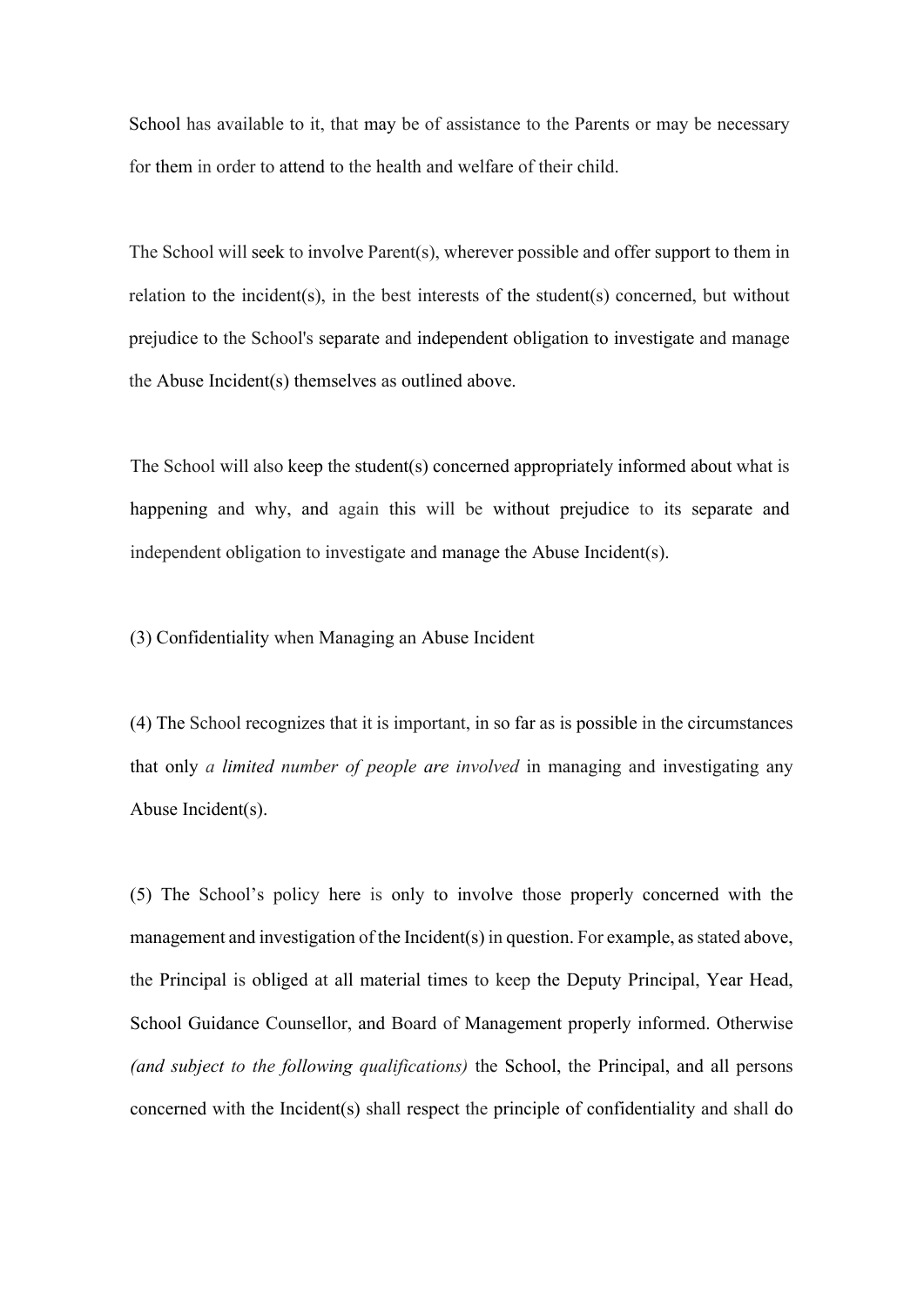School has available to it, that may be of assistance to the Parents or may be necessary for them in order to attend to the health and welfare of their child.

The School will seek to involve Parent(s), wherever possible and offer support to them in relation to the incident(s), in the best interests of the student(s) concerned, but without prejudice to the School's separate and independent obligation to investigate and manage the Abuse Incident(s) themselves as outlined above.

The School will also keep the student(s) concerned appropriately informed about what is happening and why, and again this will be without prejudice to its separate and independent obligation to investigate and manage the Abuse Incident(s).

(3) Confidentiality when Managing an Abuse Incident

(4) The School recognizes that it is important, in so far as is possible in the circumstances that only *a limited number of people are involved* in managing and investigating any Abuse Incident(s).

(5) The School's policy here is only to involve those properly concerned with the management and investigation of the Incident(s) in question. For example, as stated above, the Principal is obliged at all material times to keep the Deputy Principal, Year Head, School Guidance Counsellor, and Board of Management properly informed. Otherwise *(and subject to the following qualifications)* the School, the Principal, and all persons concerned with the Incident(s) shall respect the principle of confidentiality and shall do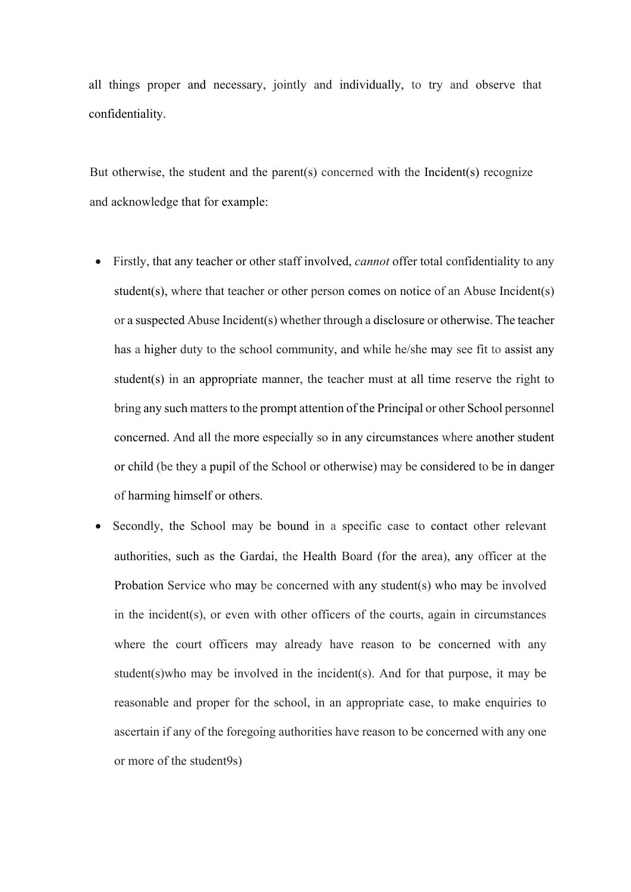all things proper and necessary, jointly and individually, to try and observe that confidentiality.

But otherwise, the student and the parent(s) concerned with the Incident(s) recognize and acknowledge that for example:

- Firstly, that any teacher or other staff involved, *cannot* offer total confidentiality to any student(s), where that teacher or other person comes on notice of an Abuse Incident(s) or a suspected Abuse Incident(s) whether through a disclosure or otherwise. The teacher has a higher duty to the school community, and while he/she may see fit to assist any student(s) in an appropriate manner, the teacher must at all time reserve the right to bring any such matters to the prompt attention of the Principal or other School personnel concerned. And all the more especially so in any circumstances where another student or child (be they a pupil of the School or otherwise) may be considered to be in danger of harming himself or others.
- Secondly, the School may be bound in a specific case to contact other relevant authorities, such as the Gardai, the Health Board (for the area), any officer at the Probation Service who may be concerned with any student(s) who may be involved in the incident(s), or even with other officers of the courts, again in circumstances where the court officers may already have reason to be concerned with any student(s)who may be involved in the incident(s). And for that purpose, it may be reasonable and proper for the school, in an appropriate case, to make enquiries to ascertain if any of the foregoing authorities have reason to be concerned with any one or more of the student9s)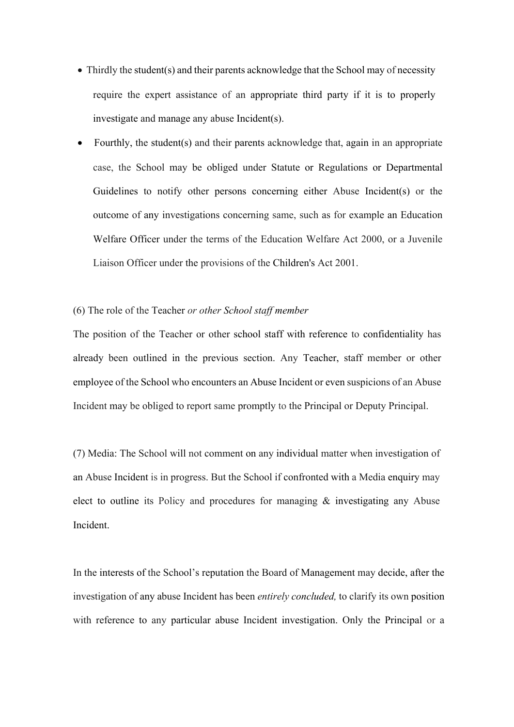- Thirdly the student(s) and their parents acknowledge that the School may of necessity require the expert assistance of an appropriate third party if it is to properly investigate and manage any abuse Incident(s).
- Fourthly, the student(s) and their parents acknowledge that, again in an appropriate case, the School may be obliged under Statute or Regulations or Departmental Guidelines to notify other persons concerning either Abuse Incident(s) or the outcome of any investigations concerning same, such as for example an Education Welfare Officer under the terms of the Education Welfare Act 2000, or a Juvenile Liaison Officer under the provisions of the Children's Act 2001.

(6) The role of the Teacher *or other School staff member*

The position of the Teacher or other school staff with reference to confidentiality has already been outlined in the previous section. Any Teacher, staff member or other employee of the School who encounters an Abuse Incident or even suspicions of an Abuse Incident may be obliged to report same promptly to the Principal or Deputy Principal.

(7) Media: The School will not comment on any individual matter when investigation of an Abuse Incident is in progress. But the School if confronted with a Media enquiry may elect to outline its Policy and procedures for managing & investigating any Abuse Incident.

In the interests of the School's reputation the Board of Management may decide, after the investigation of any abuse Incident has been *entirely concluded,* to clarify its own position with reference to any particular abuse Incident investigation. Only the Principal or a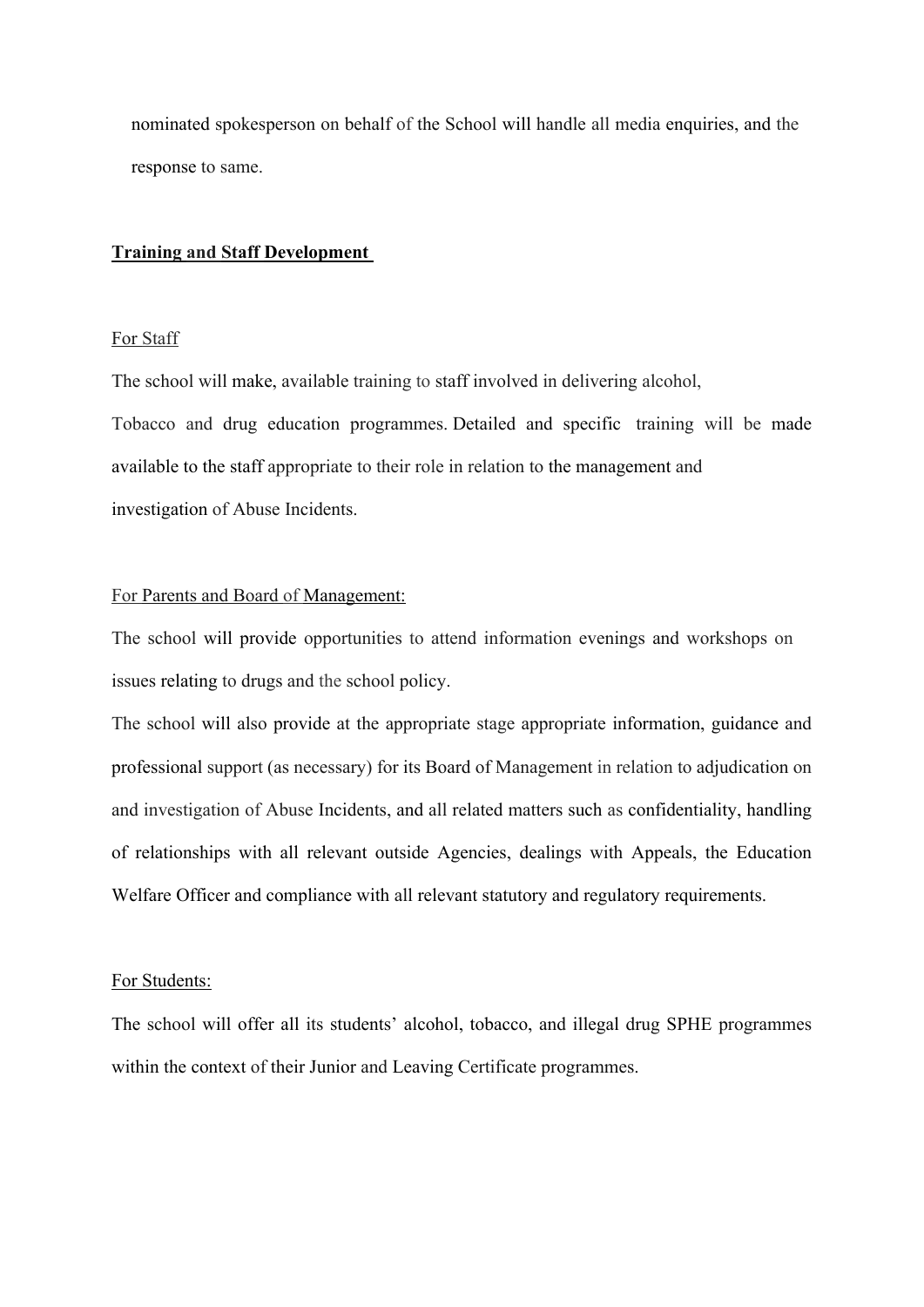nominated spokesperson on behalf of the School will handle all media enquiries, and the response to same.

## **Training and Staff Development**

For Staff

The school will make, available training to staff involved in delivering alcohol, Tobacco and drug education programmes. Detailed and specific training will be made available to the staff appropriate to their role in relation to the management and investigation of Abuse Incidents.

For Parents and Board of Management:

The school will provide opportunities to attend information evenings and workshops on issues relating to drugs and the school policy.

The school will also provide at the appropriate stage appropriate information, guidance and professional support (as necessary) for its Board of Management in relation to adjudication on and investigation of Abuse Incidents, and all related matters such as confidentiality, handling of relationships with all relevant outside Agencies, dealings with Appeals, the Education Welfare Officer and compliance with all relevant statutory and regulatory requirements.

For Students:

The school will offer all its students' alcohol, tobacco, and illegal drug SPHE programmes within the context of their Junior and Leaving Certificate programmes.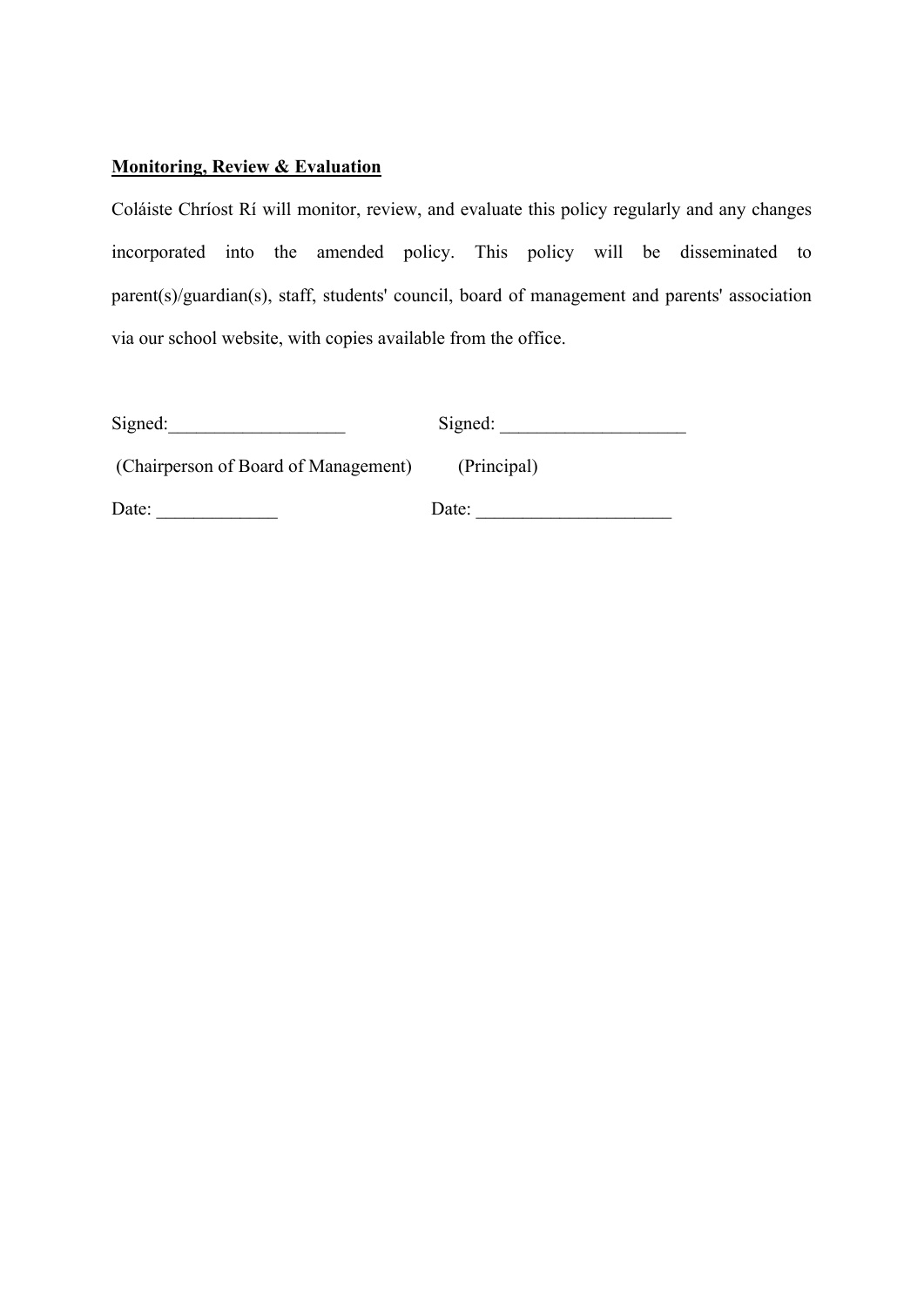**Monitoring, Review & Evaluation**

Coláiste Chríost Rí will monitor, review, and evaluate this policy regularly and any changes incorporated into the amended policy. This policy will be disseminated to parent(s)/guardian(s), staff, students' council, board of management and parents' association via our school website, with copies available from the office.

Signed:___________________ Signed: ____________________

(Chairperson of Board of Management) (Principal)

Date: _____________ Date: _____________________